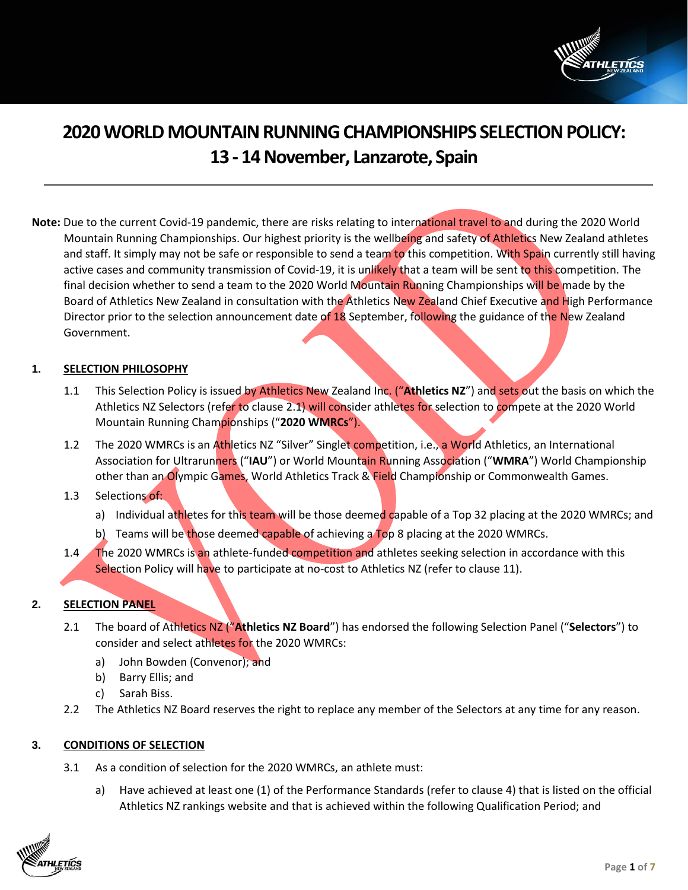# 2020 WORLD MOUNTAIN RUNNING CHAMPIONSHIPS SELECTION POLICY: 13 - 14 November, Lanzarote, Spain

VOID

**Note:** Due to the current Covid-19 pandemic, there are risks relating to international travel to and during the 2020 World Mountain Running Championships. Our highest priority is the wellbeing and safety of Athletics New Zealand athletes and staff. It simply may not be safe or responsible to send a team to this competition. With Spain currently still having active cases and community transmission of Covid-19, it is unlikely that a team will be sent to this competition. The final decision whether to send a team to the 2020 World Mountain Running Championships will be made by the Board of Athletics New Zealand in consultation with the Athletics New Zealand Chief Executive and High Performance Director prior to the selection announcement date of 18 September, following the guidance of the New Zealand Government.

## 1. SELECTION PHILOSOPHY

1.1 This Selection Policy is issued by Athletics New Zealand Inc. ("**Athletics NZ**") and sets out the basis on which the Athletics NZ Selectors (refer to clause 2.1) will consider athletes for selection to compete at the 2020 World Mountain Running Championships ("**2020 WMRCs**").

1.2 The 2020 WMRCs is an Athletics NZ "Silver" Singlet competition, i.e., a World Athletics, an International Association for Ultrarunners ("**IAU**") or World Mountain Running Association ("**WMRA**") World Championship other than an Olympic Games, World Athletics Track & Field Championship or Commonwealth Games.

1.3 Selections of:

a) Individual athletes for this team will be those deemed capable of a Top 32 placing at the 2020 WMRCs; and

b) Teams will be those deemed capable of achieving a Top 8 placing at the 2020 WMRCs.

1.4 The 2020 WMRCs is an athlete-funded competition and athletes seeking selection in accordance with this Selection Policy will have to participate at no-cost to Athletics NZ (refer to clause 11).

## 2. SELECTION PANEL

2.1 The board of Athletics NZ ("**Athletics NZ Board**") has endorsed the following Selection Panel ("**Selectors**") to consider and select athletes for the 2020 WMRCs:

a) John Bowden (Convenor); and

b) Barry Ellis; and

c) Sarah Biss.

2.2 The Athletics NZ Board reserves the right to replace any member of the Selectors at any time for any reason.

## 3. CONDITIONS OF SELECTION

3.1 As a condition of selection for the 2020 WMRCs, an athlete must:

a) Have achieved at least one (1) of the Performance Standards (refer to clause 4) that is listed on the official Athletics NZ rankings website and that is achieved within the following Qualification Period; and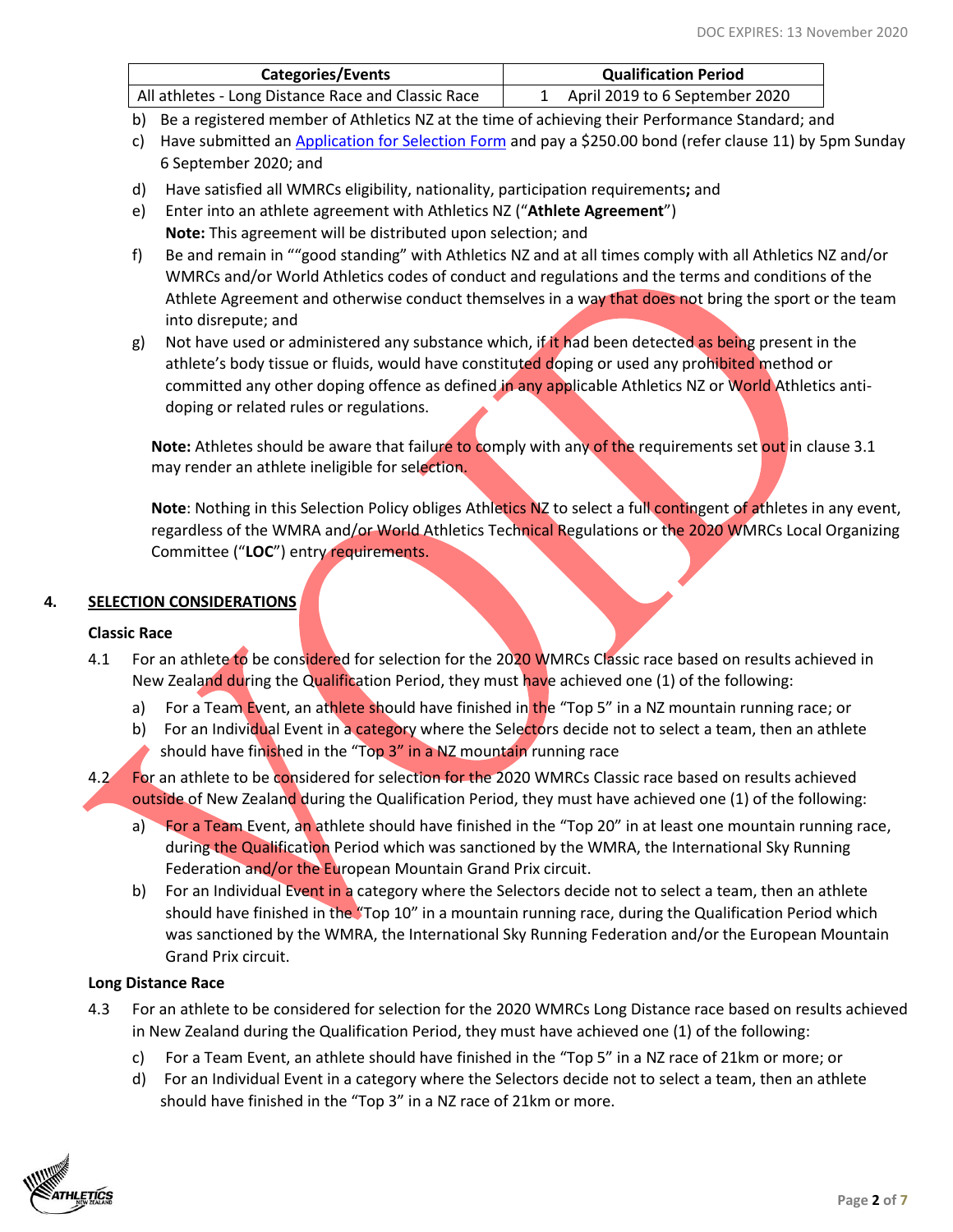DOC EXPIRES: 13 November 2020

| Categories/Events | Qualification Period |
|---|---|
| All athletes - Long Distance Race and Classic Race | 1 April 2019 to 6 September 2020 |

b) Be a registered member of Athletics NZ at the time of achieving their Performance Standard; and

c) Have submitted an Application for Selection Form and pay a $250.00 bond (refer clause 11) by 5pm Sunday 6 September 2020; and

d) Have satisfied all WMRCs eligibility, nationality, participation requirements**;** and

e) Enter into an athlete agreement with Athletics NZ ("**Athlete Agreement**")
**Note:** This agreement will be distributed upon selection; and

f) Be and remain in ""good standing" with Athletics NZ and at all times comply with all Athletics NZ and/or WMRCs and/or World Athletics codes of conduct and regulations and the terms and conditions of the Athlete Agreement and otherwise conduct themselves in a way that does not bring the sport or the team into disrepute; and

g) Not have used or administered any substance which, if it had been detected as being present in the athlete's body tissue or fluids, would have constituted doping or used any prohibited method or committed any other doping offence as defined in any applicable Athletics NZ or World Athletics anti-doping or related rules or regulations.

**Note:** Athletes should be aware that failure to comply with any of the requirements set out in clause 3.1 may render an athlete ineligible for selection.

**Note**: Nothing in this Selection Policy obliges Athletics NZ to select a full contingent of athletes in any event, regardless of the WMRA and/or World Athletics Technical Regulations or the 2020 WMRCs Local Organizing Committee ("**LOC**") entry requirements.

## 4. SELECTION CONSIDERATIONS

### Classic Race

4.1 For an athlete to be considered for selection for the 2020 WMRCs Classic race based on results achieved in New Zealand during the Qualification Period, they must have achieved one (1) of the following:

a) For a Team Event, an athlete should have finished in the "Top 5" in a NZ mountain running race; or

b) For an Individual Event in a category where the Selectors decide not to select a team, then an athlete should have finished in the "Top 3" in a NZ mountain running race

4.2 For an athlete to be considered for selection for the 2020 WMRCs Classic race based on results achieved outside of New Zealand during the Qualification Period, they must have achieved one (1) of the following:

a) For a Team Event, an athlete should have finished in the "Top 20" in at least one mountain running race, during the Qualification Period which was sanctioned by the WMRA, the International Sky Running Federation and/or the European Mountain Grand Prix circuit.

b) For an Individual Event in a category where the Selectors decide not to select a team, then an athlete should have finished in the "Top 10" in a mountain running race, during the Qualification Period which was sanctioned by the WMRA, the International Sky Running Federation and/or the European Mountain Grand Prix circuit.

### Long Distance Race

4.3 For an athlete to be considered for selection for the 2020 WMRCs Long Distance race based on results achieved in New Zealand during the Qualification Period, they must have achieved one (1) of the following:

c) For a Team Event, an athlete should have finished in the "Top 5" in a NZ race of 21km or more; or

d) For an Individual Event in a category where the Selectors decide not to select a team, then an athlete should have finished in the "Top 3" in a NZ race of 21km or more.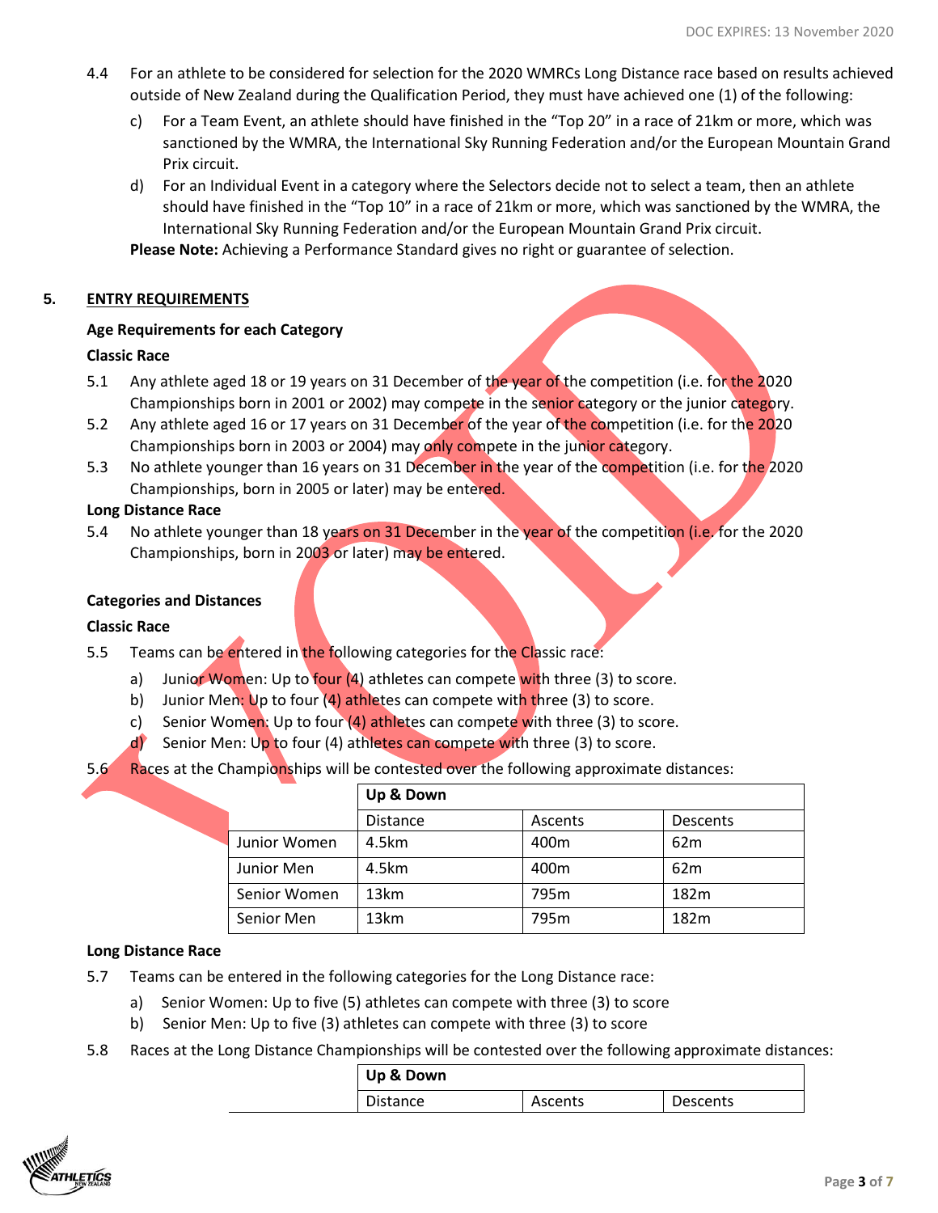4.4 For an athlete to be considered for selection for the 2020 WMRCs Long Distance race based on results achieved outside of New Zealand during the Qualification Period, they must have achieved one (1) of the following:

c) For a Team Event, an athlete should have finished in the "Top 20" in a race of 21km or more, which was sanctioned by the WMRA, the International Sky Running Federation and/or the European Mountain Grand Prix circuit.

d) For an Individual Event in a category where the Selectors decide not to select a team, then an athlete should have finished in the "Top 10" in a race of 21km or more, which was sanctioned by the WMRA, the International Sky Running Federation and/or the European Mountain Grand Prix circuit.

**Please Note:** Achieving a Performance Standard gives no right or guarantee of selection.

## 5. ENTRY REQUIREMENTS

**Age Requirements for each Category**

**Classic Race**

5.1 Any athlete aged 18 or 19 years on 31 December of the year of the competition (i.e. for the 2020 Championships born in 2001 or 2002) may compete in the senior category or the junior category.

5.2 Any athlete aged 16 or 17 years on 31 December of the year of the competition (i.e. for the 2020 Championships born in 2003 or 2004) may only compete in the junior category.

5.3 No athlete younger than 16 years on 31 December in the year of the competition (i.e. for the 2020 Championships, born in 2005 or later) may be entered.

**Long Distance Race**

5.4 No athlete younger than 18 years on 31 December in the year of the competition (i.e. for the 2020 Championships, born in 2003 or later) may be entered.

**Categories and Distances**

**Classic Race**

5.5 Teams can be entered in the following categories for the Classic race:

a) Junior Women: Up to four (4) athletes can compete with three (3) to score.
b) Junior Men: Up to four (4) athletes can compete with three (3) to score.
c) Senior Women: Up to four (4) athletes can compete with three (3) to score.
d) Senior Men: Up to four (4) athletes can compete with three (3) to score.

5.6 Races at the Championships will be contested over the following approximate distances:

| | Up & Down | | |
|---|---|---|---|
| | Distance | Ascents | Descents |
| Junior Women | 4.5km | 400m | 62m |
| Junior Men | 4.5km | 400m | 62m |
| Senior Women | 13km | 795m | 182m |
| Senior Men | 13km | 795m | 182m |

**Long Distance Race**

5.7 Teams can be entered in the following categories for the Long Distance race:

a) Senior Women: Up to five (5) athletes can compete with three (3) to score
b) Senior Men: Up to five (3) athletes can compete with three (3) to score

5.8 Races at the Long Distance Championships will be contested over the following approximate distances:

| | Up & Down | | |
|---|---|---|---|
| | Distance | Ascents | Descents |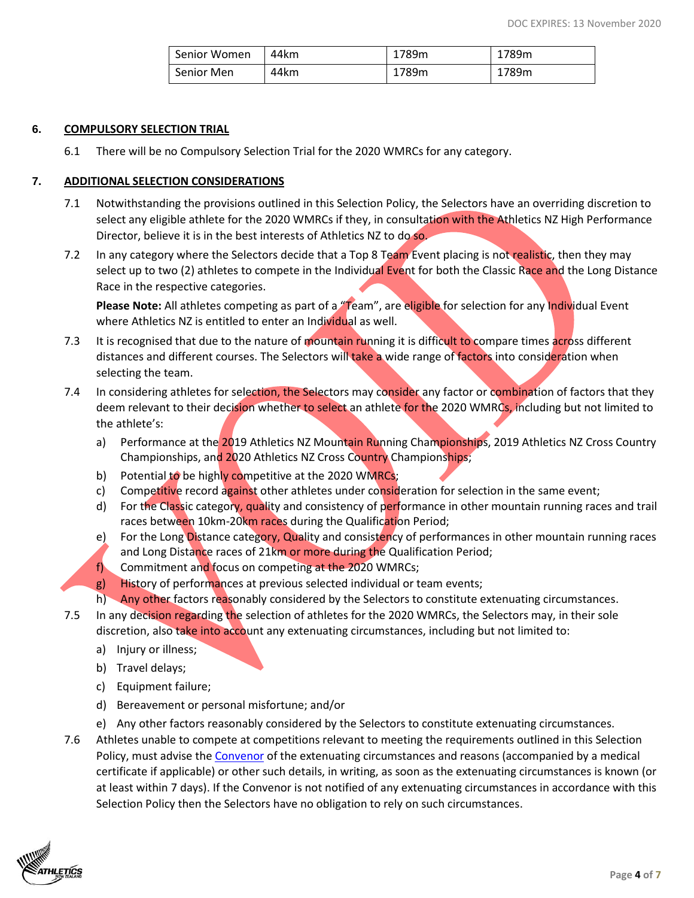| Senior Women | 44km | 1789m | 1789m |
|---|---|---|---|
| Senior Men | 44km | 1789m | 1789m |

## 6. COMPULSORY SELECTION TRIAL

6.1 There will be no Compulsory Selection Trial for the 2020 WMRCs for any category.

## 7. ADDITIONAL SELECTION CONSIDERATIONS

7.1 Notwithstanding the provisions outlined in this Selection Policy, the Selectors have an overriding discretion to select any eligible athlete for the 2020 WMRCs if they, in consultation with the Athletics NZ High Performance Director, believe it is in the best interests of Athletics NZ to do so.

7.2 In any category where the Selectors decide that a Top 8 Team Event placing is not realistic, then they may select up to two (2) athletes to compete in the Individual Event for both the Classic Race and the Long Distance Race in the respective categories.

**Please Note:** All athletes competing as part of a "Team", are eligible for selection for any Individual Event where Athletics NZ is entitled to enter an Individual as well.

7.3 It is recognised that due to the nature of mountain running it is difficult to compare times across different distances and different courses. The Selectors will take a wide range of factors into consideration when selecting the team.

7.4 In considering athletes for selection, the Selectors may consider any factor or combination of factors that they deem relevant to their decision whether to select an athlete for the 2020 WMRCs, including but not limited to the athlete's:

a) Performance at the 2019 Athletics NZ Mountain Running Championships, 2019 Athletics NZ Cross Country Championships, and 2020 Athletics NZ Cross Country Championships;
b) Potential to be highly competitive at the 2020 WMRCs;
c) Competitive record against other athletes under consideration for selection in the same event;
d) For the Classic category, quality and consistency of performance in other mountain running races and trail races between 10km-20km races during the Qualification Period;
e) For the Long Distance category, Quality and consistency of performances in other mountain running races and Long Distance races of 21km or more during the Qualification Period;
f) Commitment and focus on competing at the 2020 WMRCs;
g) History of performances at previous selected individual or team events;
h) Any other factors reasonably considered by the Selectors to constitute extenuating circumstances.

7.5 In any decision regarding the selection of athletes for the 2020 WMRCs, the Selectors may, in their sole discretion, also take into account any extenuating circumstances, including but not limited to:

a) Injury or illness;
b) Travel delays;
c) Equipment failure;
d) Bereavement or personal misfortune; and/or
e) Any other factors reasonably considered by the Selectors to constitute extenuating circumstances.

7.6 Athletes unable to compete at competitions relevant to meeting the requirements outlined in this Selection Policy, must advise the Convenor of the extenuating circumstances and reasons (accompanied by a medical certificate if applicable) or other such details, in writing, as soon as the extenuating circumstances is known (or at least within 7 days). If the Convenor is not notified of any extenuating circumstances in accordance with this Selection Policy then the Selectors have no obligation to rely on such circumstances.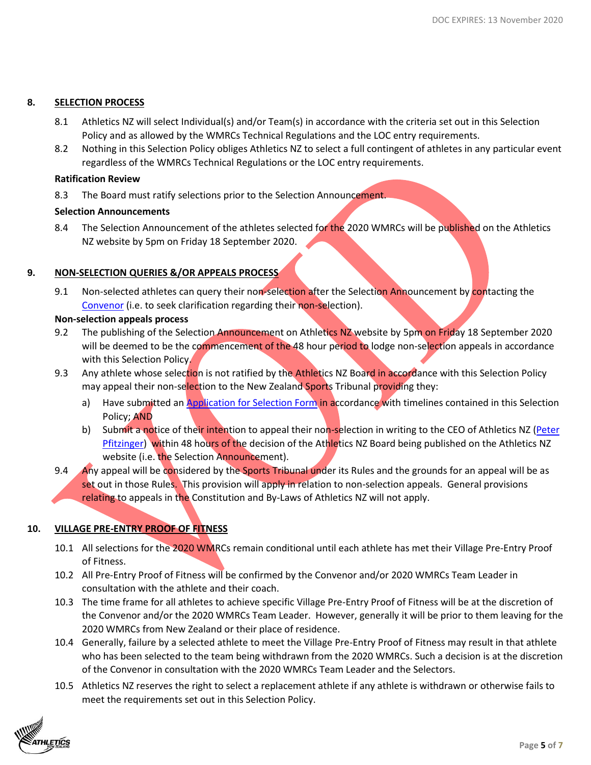## 8. SELECTION PROCESS

8.1 Athletics NZ will select Individual(s) and/or Team(s) in accordance with the criteria set out in this Selection Policy and as allowed by the WMRCs Technical Regulations and the LOC entry requirements.

8.2 Nothing in this Selection Policy obliges Athletics NZ to select a full contingent of athletes in any particular event regardless of the WMRCs Technical Regulations or the LOC entry requirements.

**Ratification Review**

8.3 The Board must ratify selections prior to the Selection Announcement.

**Selection Announcements**

8.4 The Selection Announcement of the athletes selected for the 2020 WMRCs will be published on the Athletics NZ website by 5pm on Friday 18 September 2020.

## 9. NON-SELECTION QUERIES &/OR APPEALS PROCESS

9.1 Non-selected athletes can query their non-selection after the Selection Announcement by contacting the Convenor (i.e. to seek clarification regarding their non-selection).

**Non-selection appeals process**

9.2 The publishing of the Selection Announcement on Athletics NZ website by 5pm on Friday 18 September 2020 will be deemed to be the commencement of the 48 hour period to lodge non-selection appeals in accordance with this Selection Policy.

9.3 Any athlete whose selection is not ratified by the Athletics NZ Board in accordance with this Selection Policy may appeal their non-selection to the New Zealand Sports Tribunal providing they:

a) Have submitted an Application for Selection Form in accordance with timelines contained in this Selection Policy; AND

b) Submit a notice of their intention to appeal their non-selection in writing to the CEO of Athletics NZ (Peter Pfitzinger) within 48 hours of the decision of the Athletics NZ Board being published on the Athletics NZ website (i.e. the Selection Announcement).

9.4 Any appeal will be considered by the Sports Tribunal under its Rules and the grounds for an appeal will be as set out in those Rules. This provision will apply in relation to non-selection appeals. General provisions relating to appeals in the Constitution and By-Laws of Athletics NZ will not apply.

## 10. VILLAGE PRE-ENTRY PROOF OF FITNESS

10.1 All selections for the 2020 WMRCs remain conditional until each athlete has met their Village Pre-Entry Proof of Fitness.

10.2 All Pre-Entry Proof of Fitness will be confirmed by the Convenor and/or 2020 WMRCs Team Leader in consultation with the athlete and their coach.

10.3 The time frame for all athletes to achieve specific Village Pre-Entry Proof of Fitness will be at the discretion of the Convenor and/or the 2020 WMRCs Team Leader. However, generally it will be prior to them leaving for the 2020 WMRCs from New Zealand or their place of residence.

10.4 Generally, failure by a selected athlete to meet the Village Pre-Entry Proof of Fitness may result in that athlete who has been selected to the team being withdrawn from the 2020 WMRCs. Such a decision is at the discretion of the Convenor in consultation with the 2020 WMRCs Team Leader and the Selectors.

10.5 Athletics NZ reserves the right to select a replacement athlete if any athlete is withdrawn or otherwise fails to meet the requirements set out in this Selection Policy.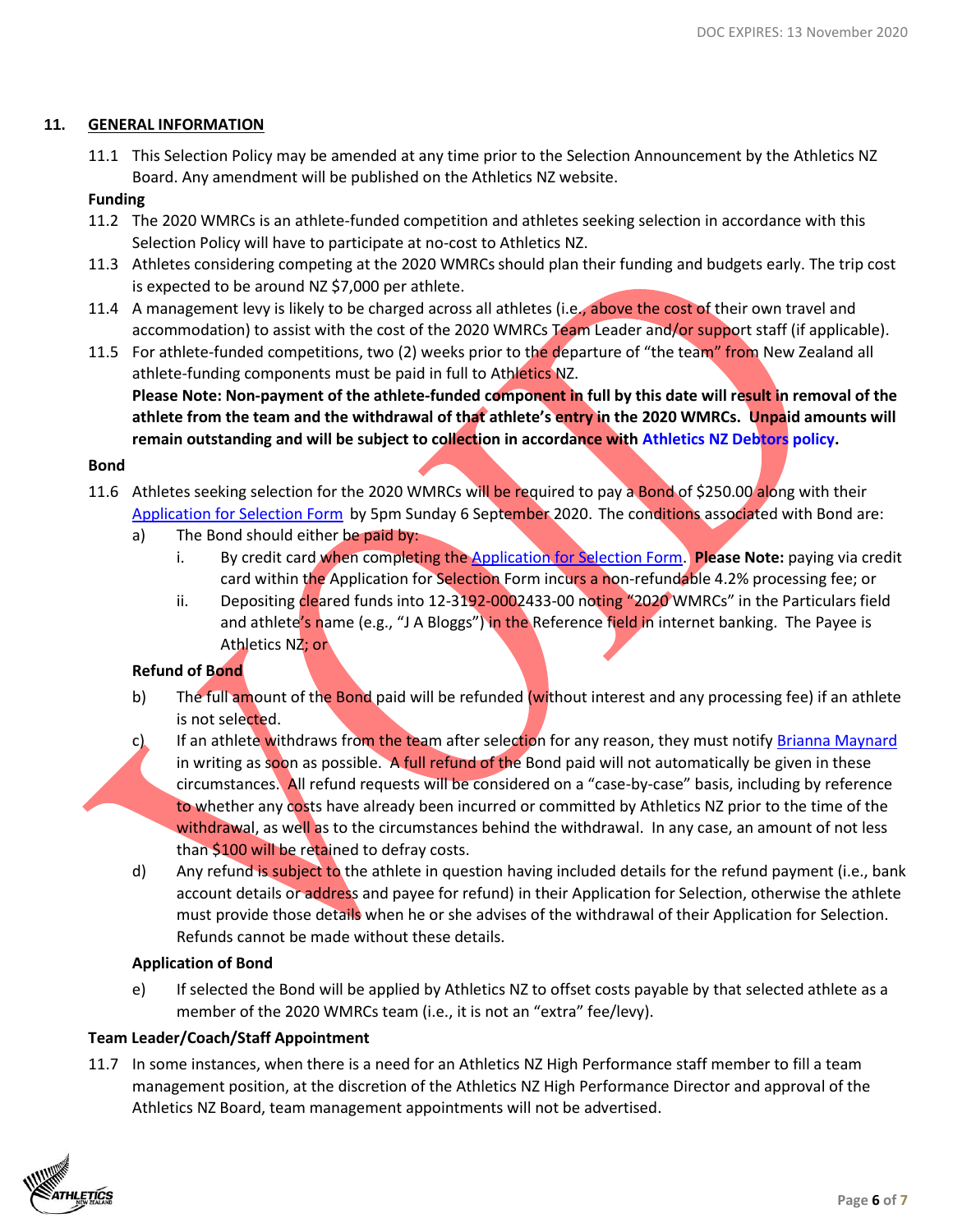## 11. GENERAL INFORMATION

11.1 This Selection Policy may be amended at any time prior to the Selection Announcement by the Athletics NZ Board. Any amendment will be published on the Athletics NZ website.

**Funding**

11.2 The 2020 WMRCs is an athlete-funded competition and athletes seeking selection in accordance with this Selection Policy will have to participate at no-cost to Athletics NZ.

11.3 Athletes considering competing at the 2020 WMRCs should plan their funding and budgets early. The trip cost is expected to be around NZ $7,000 per athlete.

11.4 A management levy is likely to be charged across all athletes (i.e., above the cost of their own travel and accommodation) to assist with the cost of the 2020 WMRCs Team Leader and/or support staff (if applicable).

11.5 For athlete-funded competitions, two (2) weeks prior to the departure of "the team" from New Zealand all athlete-funding components must be paid in full to Athletics NZ.
**Please Note: Non-payment of the athlete-funded component in full by this date will result in removal of the athlete from the team and the withdrawal of that athlete's entry in the 2020 WMRCs. Unpaid amounts will remain outstanding and will be subject to collection in accordance with Athletics NZ Debtors policy.**

**Bond**

11.6 Athletes seeking selection for the 2020 WMRCs will be required to pay a Bond of $250.00 along with their Application for Selection Form by 5pm Sunday 6 September 2020. The conditions associated with Bond are:

a) The Bond should either be paid by:
   i. By credit card when completing the Application for Selection Form. **Please Note:** paying via credit card within the Application for Selection Form incurs a non-refundable 4.2% processing fee; or
   ii. Depositing cleared funds into 12-3192-0002433-00 noting "2020 WMRCs" in the Particulars field and athlete's name (e.g., "J A Bloggs") in the Reference field in internet banking. The Payee is Athletics NZ; or

**Refund of Bond**

b) The full amount of the Bond paid will be refunded (without interest and any processing fee) if an athlete is not selected.

c) If an athlete withdraws from the team after selection for any reason, they must notify Brianna Maynard in writing as soon as possible. A full refund of the Bond paid will not automatically be given in these circumstances. All refund requests will be considered on a "case-by-case" basis, including by reference to whether any costs have already been incurred or committed by Athletics NZ prior to the time of the withdrawal, as well as to the circumstances behind the withdrawal. In any case, an amount of not less than $100 will be retained to defray costs.

d) Any refund is subject to the athlete in question having included details for the refund payment (i.e., bank account details or address and payee for refund) in their Application for Selection, otherwise the athlete must provide those details when he or she advises of the withdrawal of their Application for Selection. Refunds cannot be made without these details.

**Application of Bond**

e) If selected the Bond will be applied by Athletics NZ to offset costs payable by that selected athlete as a member of the 2020 WMRCs team (i.e., it is not an "extra" fee/levy).

**Team Leader/Coach/Staff Appointment**

11.7 In some instances, when there is a need for an Athletics NZ High Performance staff member to fill a team management position, at the discretion of the Athletics NZ High Performance Director and approval of the Athletics NZ Board, team management appointments will not be advertised.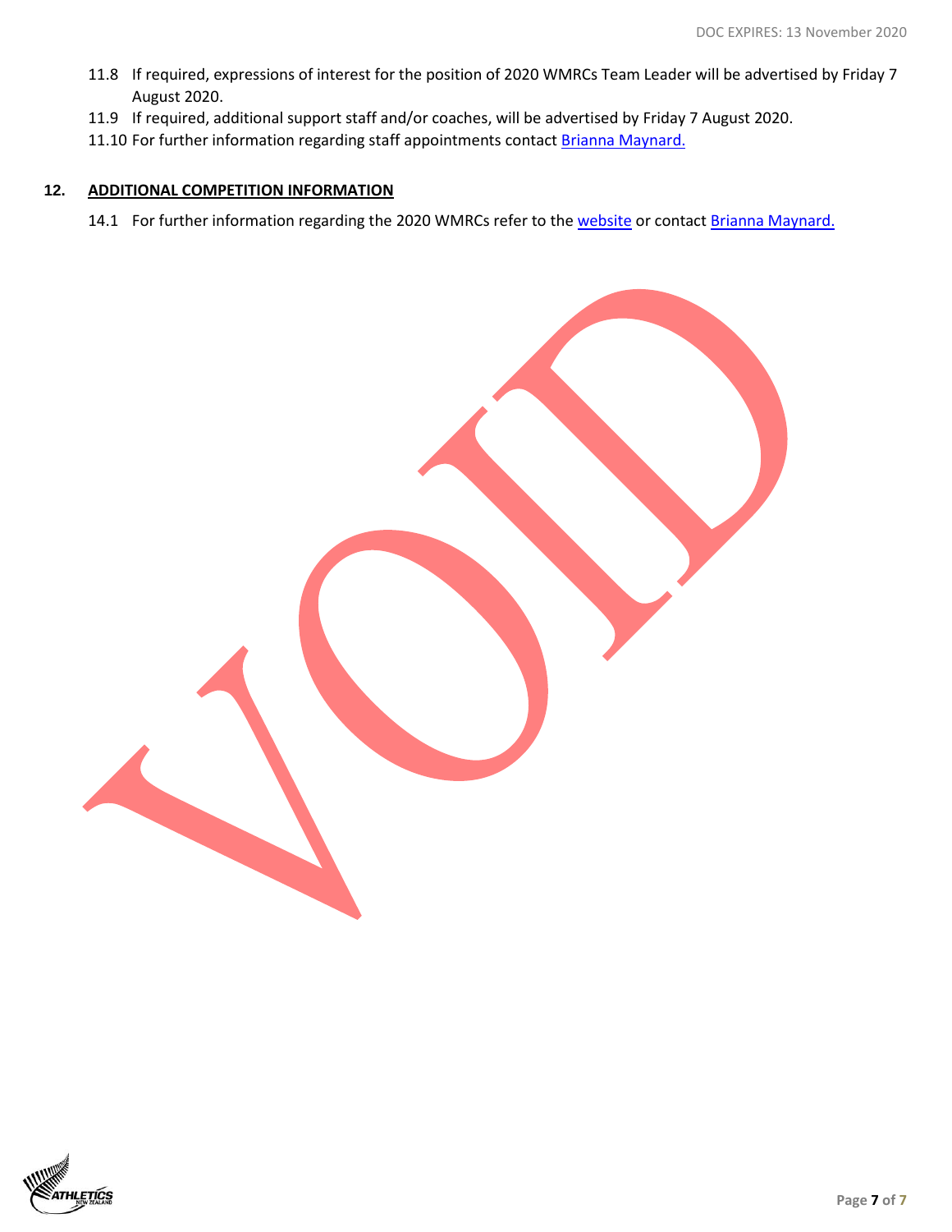11.8 If required, expressions of interest for the position of 2020 WMRCs Team Leader will be advertised by Friday 7 August 2020.

11.9 If required, additional support staff and/or coaches, will be advertised by Friday 7 August 2020.

11.10 For further information regarding staff appointments contact Brianna Maynard.

## 12. ADDITIONAL COMPETITION INFORMATION

14.1 For further information regarding the 2020 WMRCs refer to the website or contact Brianna Maynard.

VOID